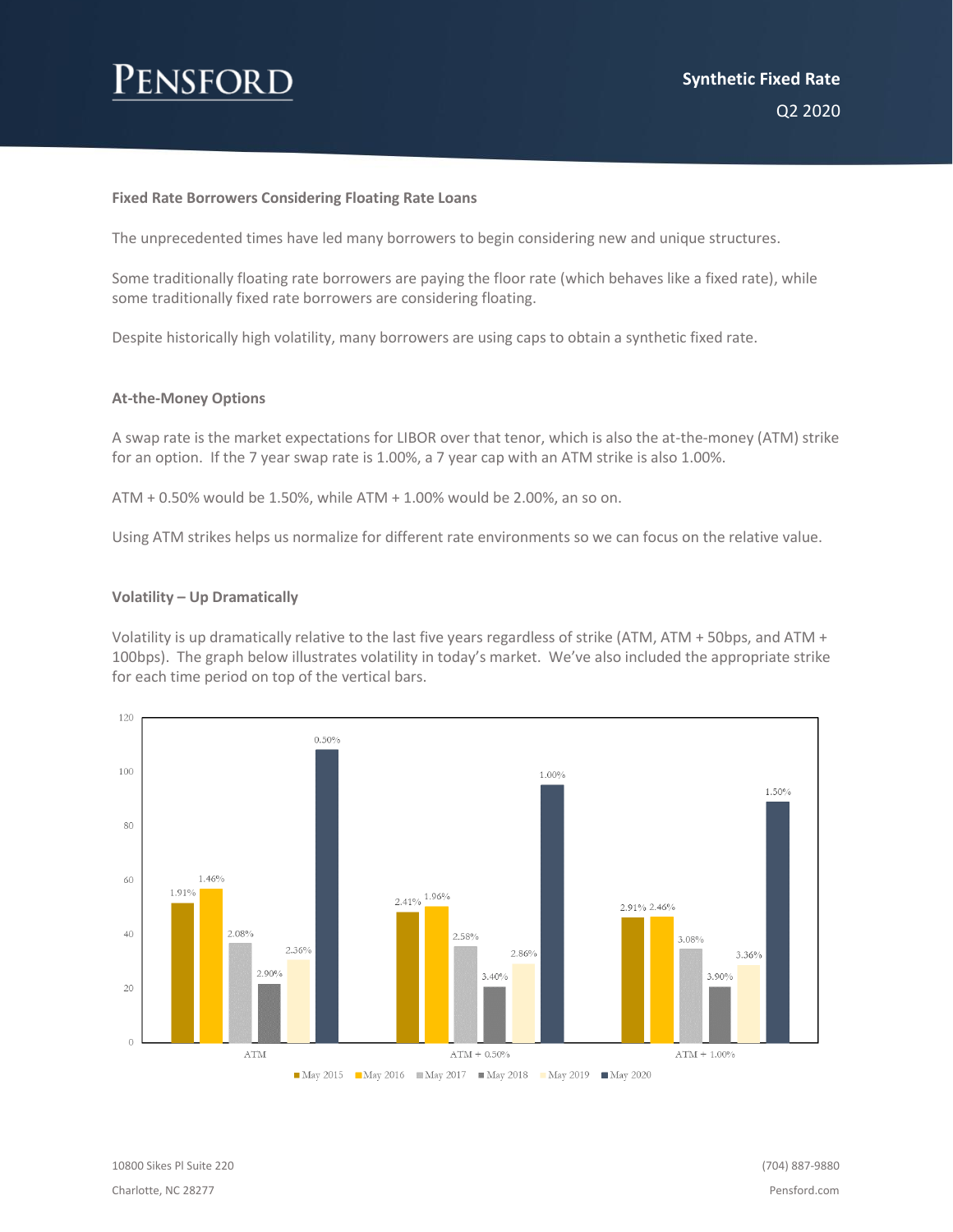# Synthetic Fixed Rate

Q2 2020

### Fixed Rate Borrowers Considering Floating Rate Loans

The unprecedented times have led many borrowers to begin considering new and unique structures.

Some traditionally floating rate borrowers are paying the floor rate (which behaves like a fixed rate), while some traditionally fixed rate borrowers are considering floating.

Despite historically high volatility, many borrowers are using caps to obtain a synthetic fixed rate.

### At-the-Money Options

A swap rate is the market expectations for LIBOR over that tenor, which is also the at-the-money (ATM) strike for an option. If the 7 year swap rate is 1.00%, a 7 year cap with an ATM strike is also 1.00%.

ATM + 0.50% would be 1.50%, while ATM + 1.00% would be 2.00%, an so on.

Using ATM strikes helps us normalize for different rate environments so we can focus on the relative value.

### Volatility – Up Dramatically

Volatility is up dramatically relative to the last five years regardless of strike (ATM, ATM + 50bps, and ATM + 100bps). The graph below illustrates volatility in today's market. We've also included the appropriate strike for each time period on top of the vertical bars.

| | May 2015 | May 2016 | May 2017 | May 2018 | May 2019 | May 2020 |
|---|---|---|---|---|---|---|
| ATM | 1.91% | 1.46% | 2.08% | 2.90% | 2.36% | 0.50% |
| ATM + 0.50% | 2.41% | 1.96% | 2.58% | 3.40% | 2.86% | 1.00% |
| ATM + 1.00% | 2.91% | 2.46% | 3.08% | 3.90% | 3.36% | 1.50% |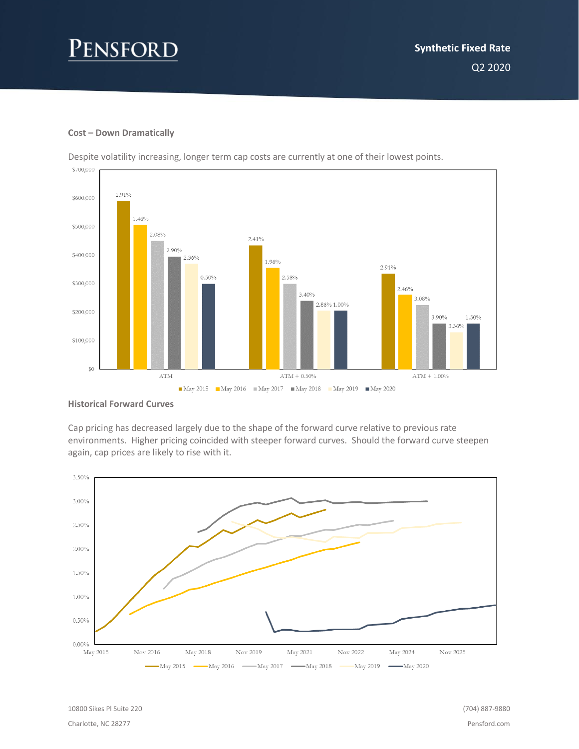# Synthetic Fixed Rate

Q2 2020

### Cost – Down Dramatically

Despite volatility increasing, longer term cap costs are currently at one of their lowest points.

### Historical Forward Curves

Cap pricing has decreased largely due to the shape of the forward curve relative to previous rate environments. Higher pricing coincided with steeper forward curves. Should the forward curve steepen again, cap prices are likely to rise with it.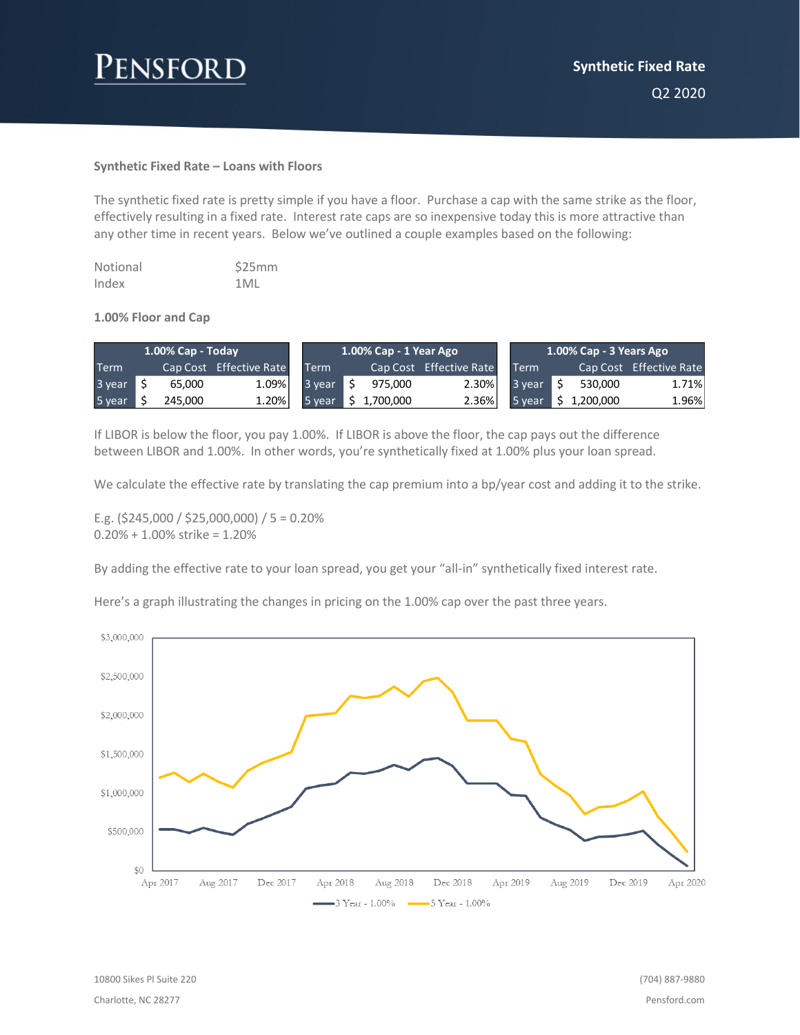## Synthetic Fixed Rate – Loans with Floors

The synthetic fixed rate is pretty simple if you have a floor. Purchase a cap with the same strike as the floor, effectively resulting in a fixed rate. Interest rate caps are so inexpensive today this is more attractive than any other time in recent years. Below we've outlined a couple examples based on the following:

| | |
|---|---|
| Notional | $25mm |
| Index | 1ML |

### 1.00% Floor and Cap

| 1.00% Cap - Today | | |
|---|---|---|
| Term | Cap Cost | Effective Rate |
| 3 year | $ 65,000 | 1.09% |
| 5 year | $ 245,000 | 1.20% |

| 1.00% Cap - 1 Year Ago | | |
|---|---|---|
| Term | Cap Cost | Effective Rate |
| 3 year | $ 975,000 | 2.30% |
| 5 year | $ 1,700,000 | 2.36% |

| 1.00% Cap - 3 Years Ago | | |
|---|---|---|
| Term | Cap Cost | Effective Rate |
| 3 year | $ 530,000 | 1.71% |
| 5 year | $ 1,200,000 | 1.96% |

If LIBOR is below the floor, you pay 1.00%. If LIBOR is above the floor, the cap pays out the difference between LIBOR and 1.00%. In other words, you're synthetically fixed at 1.00% plus your loan spread.

We calculate the effective rate by translating the cap premium into a bp/year cost and adding it to the strike.

E.g. ($245,000 / $25,000,000) / 5 = 0.20%
0.20% + 1.00% strike = 1.20%

By adding the effective rate to your loan spread, you get your "all-in" synthetically fixed interest rate.

Here's a graph illustrating the changes in pricing on the 1.00% cap over the past three years.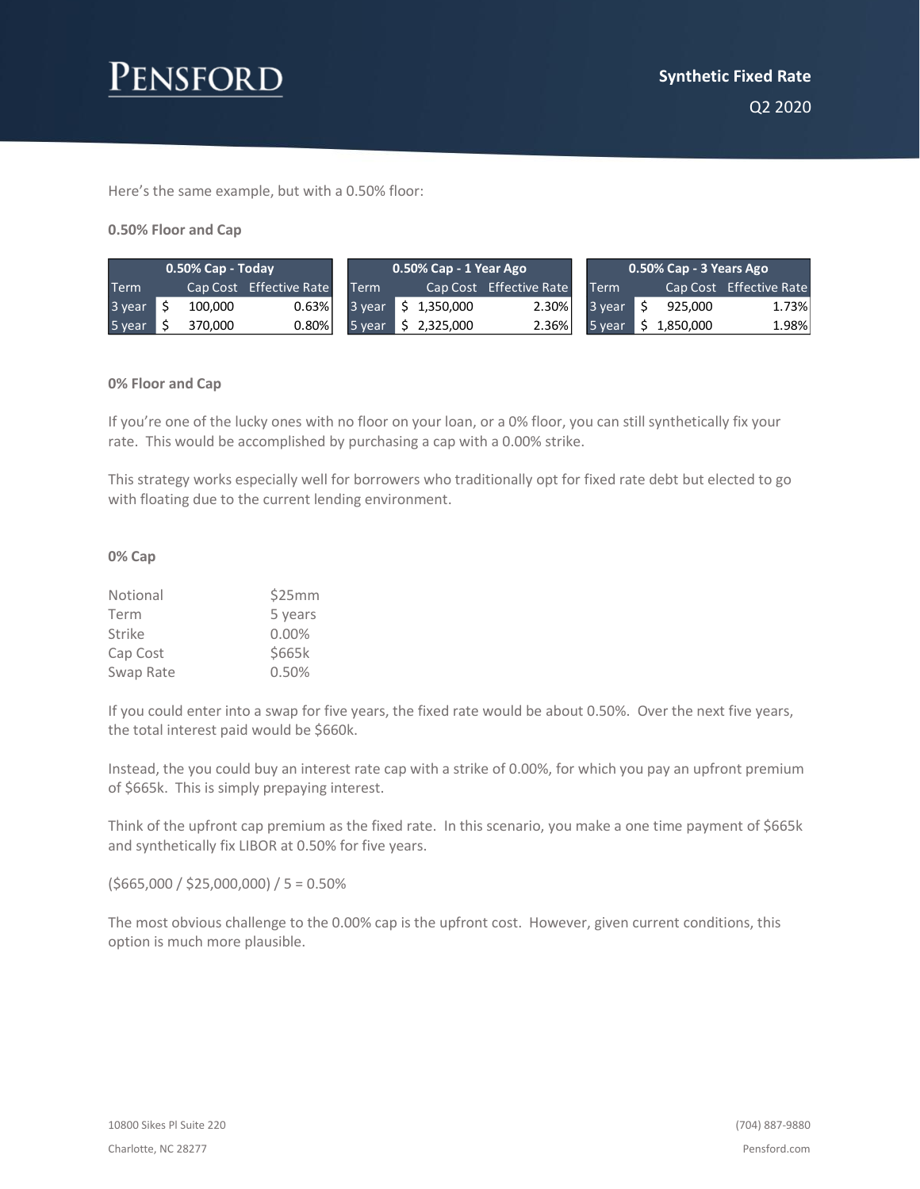Here's the same example, but with a 0.50% floor:

**0.50% Floor and Cap**

| 0.50% Cap - Today | | |
|---|---|---|
| Term | Cap Cost | Effective Rate |
| 3 year | $ 100,000 | 0.63% |
| 5 year | $ 370,000 | 0.80% |

| 0.50% Cap - 1 Year Ago | | |
|---|---|---|
| Term | Cap Cost | Effective Rate |
| 3 year | $ 1,350,000 | 2.30% |
| 5 year | $ 2,325,000 | 2.36% |

| 0.50% Cap - 3 Years Ago | | |
|---|---|---|
| Term | Cap Cost | Effective Rate |
| 3 year | $ 925,000 | 1.73% |
| 5 year | $ 1,850,000 | 1.98% |

**0% Floor and Cap**

If you're one of the lucky ones with no floor on your loan, or a 0% floor, you can still synthetically fix your rate. This would be accomplished by purchasing a cap with a 0.00% strike.

This strategy works especially well for borrowers who traditionally opt for fixed rate debt but elected to go with floating due to the current lending environment.

**0% Cap**

| | |
|---|---|
| Notional | $25mm |
| Term | 5 years |
| Strike | 0.00% |
| Cap Cost | $665k |
| Swap Rate | 0.50% |

If you could enter into a swap for five years, the fixed rate would be about 0.50%. Over the next five years, the total interest paid would be $660k.

Instead, the you could buy an interest rate cap with a strike of 0.00%, for which you pay an upfront premium of $665k. This is simply prepaying interest.

Think of the upfront cap premium as the fixed rate. In this scenario, you make a one time payment of $665k and synthetically fix LIBOR at 0.50% for five years.

($665,000 / $25,000,000) / 5 = 0.50%

The most obvious challenge to the 0.00% cap is the upfront cost. However, given current conditions, this option is much more plausible.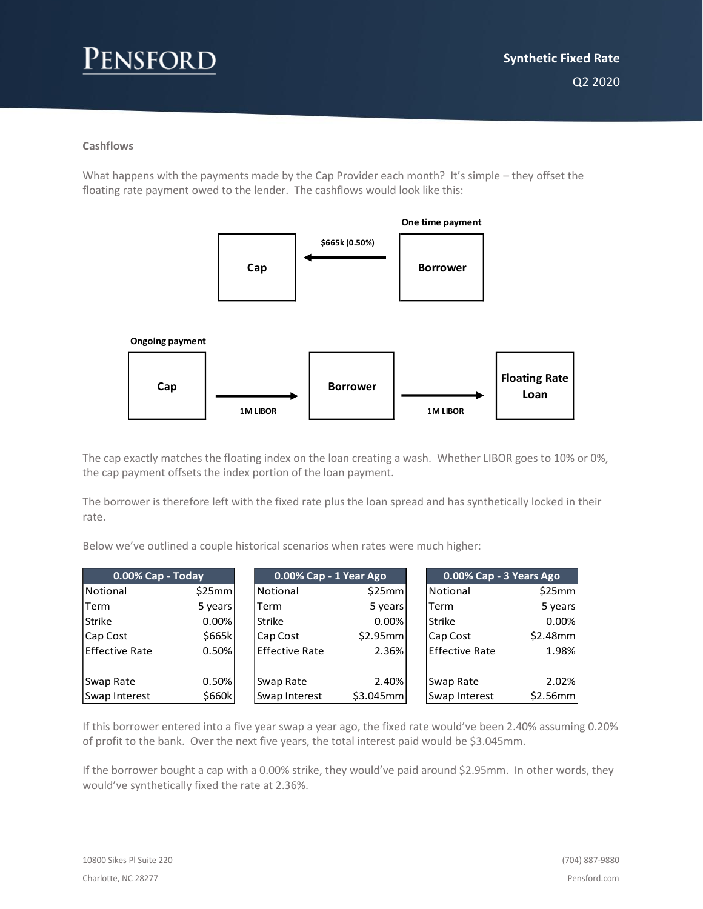### Cashflows

What happens with the payments made by the Cap Provider each month? It's simple – they offset the floating rate payment owed to the lender. The cashflows would look like this:

**One time payment**

Borrower → Cap: $665k (0.50%)

**Ongoing payment**

Cap → Borrower: 1M LIBOR

Borrower → Floating Rate Loan: 1M LIBOR

The cap exactly matches the floating index on the loan creating a wash. Whether LIBOR goes to 10% or 0%, the cap payment offsets the index portion of the loan payment.

The borrower is therefore left with the fixed rate plus the loan spread and has synthetically locked in their rate.

Below we've outlined a couple historical scenarios when rates were much higher:

| 0.00% Cap - Today | |
|---|---|
| Notional | $25mm |
| Term | 5 years |
| Strike | 0.00% |
| Cap Cost | $665k |
| Effective Rate | 0.50% |
| | |
| Swap Rate | 0.50% |
| Swap Interest | $660k |

| 0.00% Cap - 1 Year Ago | |
|---|---|
| Notional | $25mm |
| Term | 5 years |
| Strike | 0.00% |
| Cap Cost | $2.95mm |
| Effective Rate | 2.36% |
| | |
| Swap Rate | 2.40% |
| Swap Interest | $3.045mm |

| 0.00% Cap - 3 Years Ago | |
|---|---|
| Notional | $25mm |
| Term | 5 years |
| Strike | 0.00% |
| Cap Cost | $2.48mm |
| Effective Rate | 1.98% |
| | |
| Swap Rate | 2.02% |
| Swap Interest | $2.56mm |

If this borrower entered into a five year swap a year ago, the fixed rate would've been 2.40% assuming 0.20% of profit to the bank. Over the next five years, the total interest paid would be $3.045mm.

If the borrower bought a cap with a 0.00% strike, they would've paid around $2.95mm. In other words, they would've synthetically fixed the rate at 2.36%.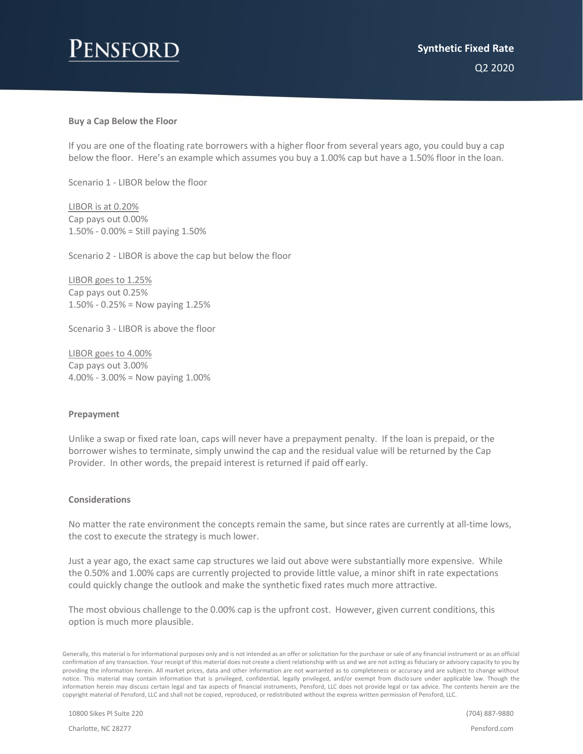### Buy a Cap Below the Floor

If you are one of the floating rate borrowers with a higher floor from several years ago, you could buy a cap below the floor. Here's an example which assumes you buy a 1.00% cap but have a 1.50% floor in the loan.

Scenario 1 - LIBOR below the floor

<u>LIBOR is at 0.20%</u>
Cap pays out 0.00%
1.50% - 0.00% = Still paying 1.50%

Scenario 2 - LIBOR is above the cap but below the floor

<u>LIBOR goes to 1.25%</u>
Cap pays out 0.25%
1.50% - 0.25% = Now paying 1.25%

Scenario 3 - LIBOR is above the floor

<u>LIBOR goes to 4.00%</u>
Cap pays out 3.00%
4.00% - 3.00% = Now paying 1.00%

### Prepayment

Unlike a swap or fixed rate loan, caps will never have a prepayment penalty. If the loan is prepaid, or the borrower wishes to terminate, simply unwind the cap and the residual value will be returned by the Cap Provider. In other words, the prepaid interest is returned if paid off early.

### Considerations

No matter the rate environment the concepts remain the same, but since rates are currently at all-time lows, the cost to execute the strategy is much lower.

Just a year ago, the exact same cap structures we laid out above were substantially more expensive. While the 0.50% and 1.00% caps are currently projected to provide little value, a minor shift in rate expectations could quickly change the outlook and make the synthetic fixed rates much more attractive.

The most obvious challenge to the 0.00% cap is the upfront cost. However, given current conditions, this option is much more plausible.

Generally, this material is for informational purposes only and is not intended as an offer or solicitation for the purchase or sale of any financial instrument or as an official confirmation of any transaction. Your receipt of this material does not create a client relationship with us and we are not acting as fiduciary or advisory capacity to you by providing the information herein. All market prices, data and other information are not warranted as to completeness or accuracy and are subject to change without notice. This material may contain information that is privileged, confidential, legally privileged, and/or exempt from disclosure under applicable law. Though the information herein may discuss certain legal and tax aspects of financial instruments, Pensford, LLC does not provide legal or tax advice. The contents herein are the copyright material of Pensford, LLC and shall not be copied, reproduced, or redistributed without the express written permission of Pensford, LLC.